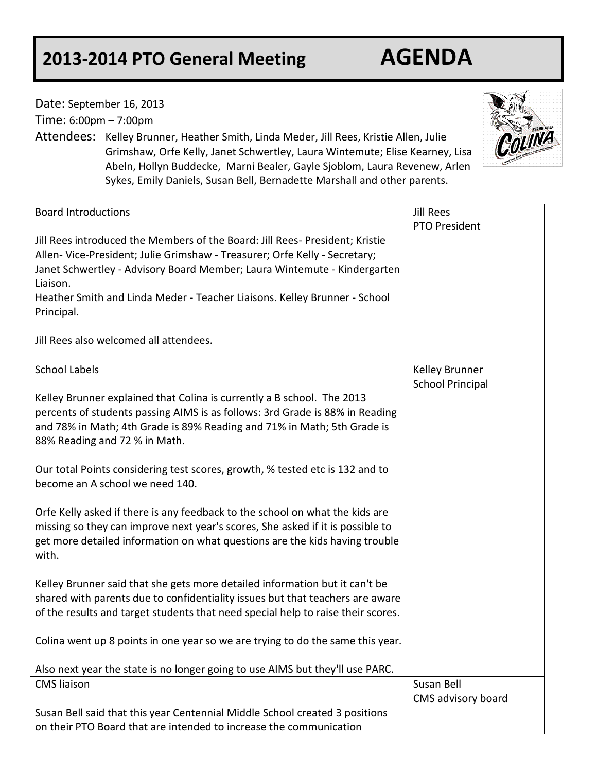# 2013-2014 PTO General Meeting AGENDA

Date: September 16, 2013

Time: 6:00pm – 7:00pm

Attendees: Kelley Brunner, Heather Smith, Linda Meder, Jill Rees, Kristie Allen, Julie Grimshaw, Orfe Kelly, Janet Schwertley, Laura Wintemute; Elise Kearney, Lisa Abeln, Hollyn Buddecke, Marni Bealer, Gayle Sjoblom, Laura Revenew, Arlen Sykes, Emily Daniels, Susan Bell, Bernadette Marshall and other parents.

| | |
|---|---|
| Board Introductions<br><br>Jill Rees introduced the Members of the Board: Jill Rees- President; Kristie Allen- Vice-President; Julie Grimshaw - Treasurer; Orfe Kelly - Secretary; Janet Schwertley - Advisory Board Member; Laura Wintemute - Kindergarten Liaison.<br>Heather Smith and Linda Meder - Teacher Liaisons. Kelley Brunner - School Principal.<br><br>Jill Rees also welcomed all attendees. | Jill Rees<br>PTO President |
| School Labels<br><br>Kelley Brunner explained that Colina is currently a B school. The 2013 percents of students passing AIMS is as follows: 3rd Grade is 88% in Reading and 78% in Math; 4th Grade is 89% Reading and 71% in Math; 5th Grade is 88% Reading and 72 % in Math.<br><br>Our total Points considering test scores, growth, % tested etc is 132 and to become an A school we need 140.<br><br>Orfe Kelly asked if there is any feedback to the school on what the kids are missing so they can improve next year's scores, She asked if it is possible to get more detailed information on what questions are the kids having trouble with.<br><br>Kelley Brunner said that she gets more detailed information but it can't be shared with parents due to confidentiality issues but that teachers are aware of the results and target students that need special help to raise their scores.<br><br>Colina went up 8 points in one year so we are trying to do the same this year.<br><br>Also next year the state is no longer going to use AIMS but they'll use PARC. | Kelley Brunner<br>School Principal |
| CMS liaison<br><br>Susan Bell said that this year Centennial Middle School created 3 positions on their PTO Board that are intended to increase the communication | Susan Bell<br>CMS advisory board |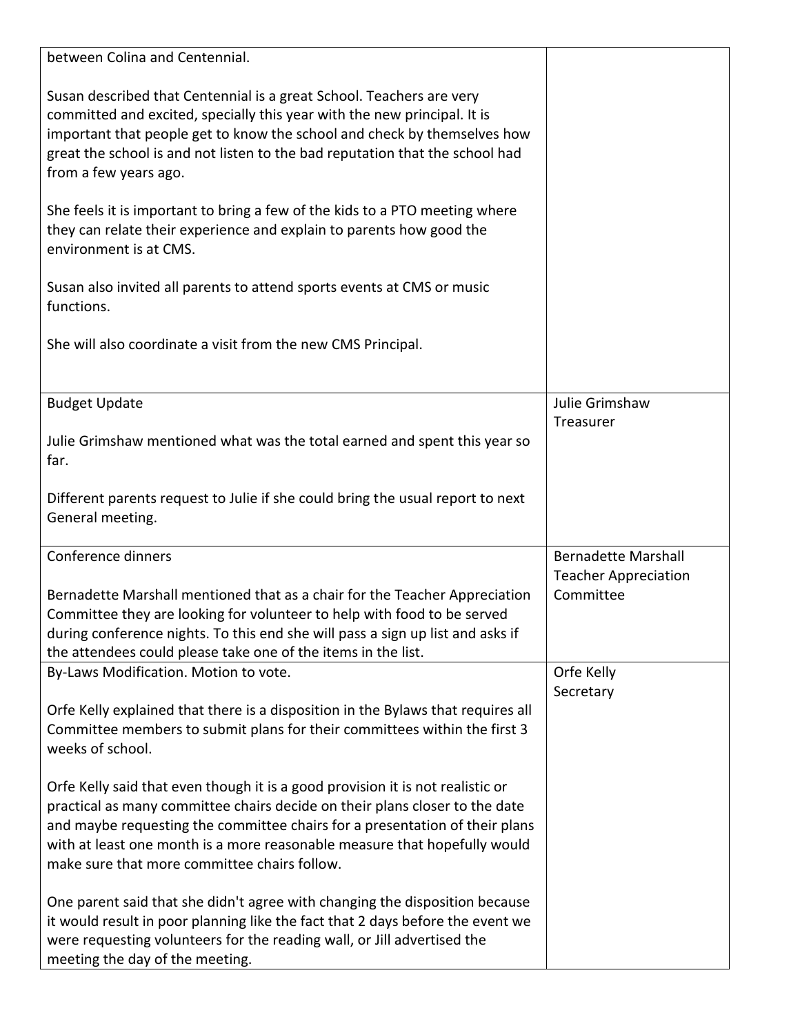| | |
|---|---|
| between Colina and Centennial.<br><br>Susan described that Centennial is a great School. Teachers are very committed and excited, specially this year with the new principal. It is important that people get to know the school and check by themselves how great the school is and not listen to the bad reputation that the school had from a few years ago.<br><br>She feels it is important to bring a few of the kids to a PTO meeting where they can relate their experience and explain to parents how good the environment is at CMS.<br><br>Susan also invited all parents to attend sports events at CMS or music functions.<br><br>She will also coordinate a visit from the new CMS Principal. | |
| Budget Update<br><br>Julie Grimshaw mentioned what was the total earned and spent this year so far.<br><br>Different parents request to Julie if she could bring the usual report to next General meeting. | Julie Grimshaw<br>Treasurer |
| Conference dinners<br><br>Bernadette Marshall mentioned that as a chair for the Teacher Appreciation Committee they are looking for volunteer to help with food to be served during conference nights. To this end she will pass a sign up list and asks if the attendees could please take one of the items in the list. | Bernadette Marshall<br>Teacher Appreciation Committee |
| By-Laws Modification. Motion to vote.<br><br>Orfe Kelly explained that there is a disposition in the Bylaws that requires all Committee members to submit plans for their committees within the first 3 weeks of school.<br><br>Orfe Kelly said that even though it is a good provision it is not realistic or practical as many committee chairs decide on their plans closer to the date and maybe requesting the committee chairs for a presentation of their plans with at least one month is a more reasonable measure that hopefully would make sure that more committee chairs follow.<br><br>One parent said that she didn't agree with changing the disposition because it would result in poor planning like the fact that 2 days before the event we were requesting volunteers for the reading wall, or Jill advertised the meeting the day of the meeting. | Orfe Kelly<br>Secretary |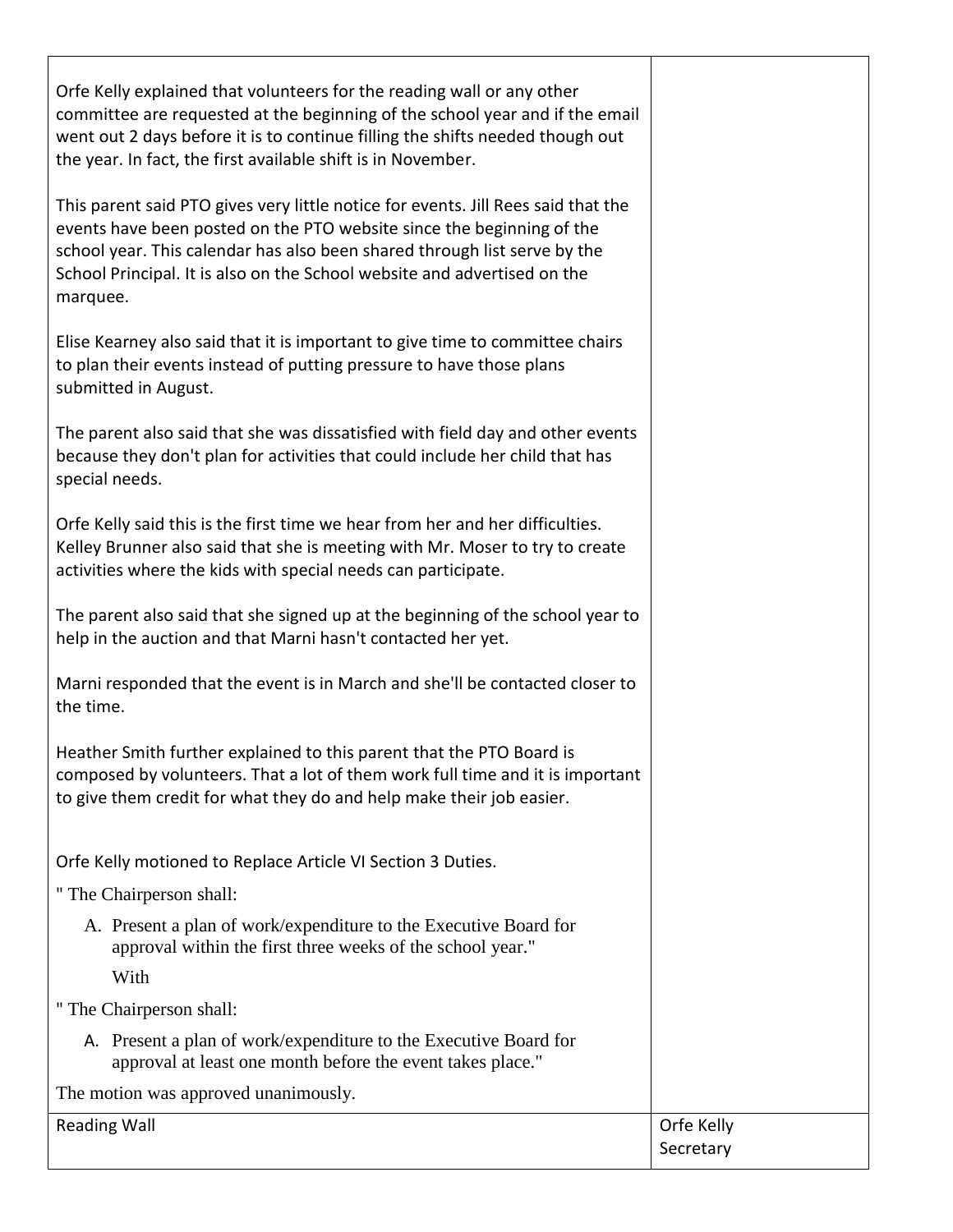| | |
|---|---|
| Orfe Kelly explained that volunteers for the reading wall or any other committee are requested at the beginning of the school year and if the email went out 2 days before it is to continue filling the shifts needed though out the year. In fact, the first available shift is in November.<br><br>This parent said PTO gives very little notice for events. Jill Rees said that the events have been posted on the PTO website since the beginning of the school year. This calendar has also been shared through list serve by the School Principal. It is also on the School website and advertised on the marquee.<br><br>Elise Kearney also said that it is important to give time to committee chairs to plan their events instead of putting pressure to have those plans submitted in August.<br><br>The parent also said that she was dissatisfied with field day and other events because they don't plan for activities that could include her child that has special needs.<br><br>Orfe Kelly said this is the first time we hear from her and her difficulties. Kelley Brunner also said that she is meeting with Mr. Moser to try to create activities where the kids with special needs can participate.<br><br>The parent also said that she signed up at the beginning of the school year to help in the auction and that Marni hasn't contacted her yet.<br><br>Marni responded that the event is in March and she'll be contacted closer to the time.<br><br>Heather Smith further explained to this parent that the PTO Board is composed by volunteers. That a lot of them work full time and it is important to give them credit for what they do and help make their job easier.<br><br>Orfe Kelly motioned to Replace Article VI Section 3 Duties.<br><br>" The Chairperson shall:<br><br>A. Present a plan of work/expenditure to the Executive Board for approval within the first three weeks of the school year."<br><br>With<br><br>" The Chairperson shall:<br><br>A. Present a plan of work/expenditure to the Executive Board for approval at least one month before the event takes place."<br><br>The motion was approved unanimously. | |
| Reading Wall | Orfe Kelly<br>Secretary |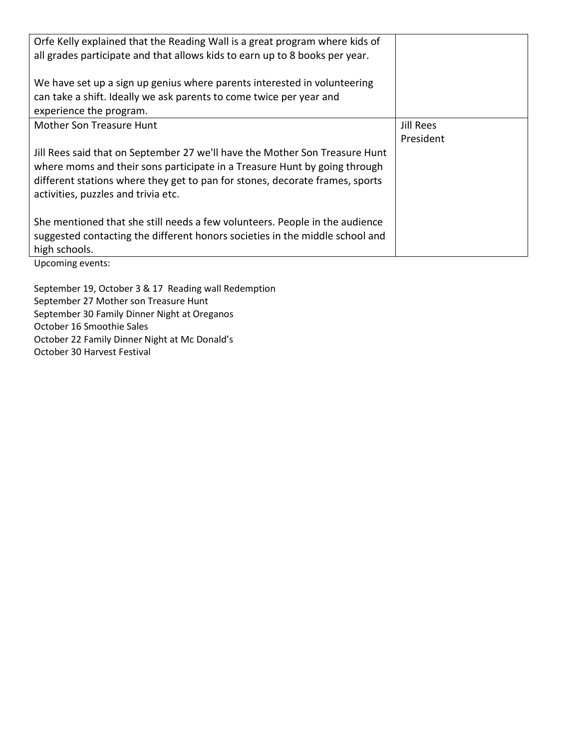| | |
|---|---|
| Orfe Kelly explained that the Reading Wall is a great program where kids of all grades participate and that allows kids to earn up to 8 books per year.<br><br>We have set up a sign up genius where parents interested in volunteering can take a shift. Ideally we ask parents to come twice per year and experience the program. | |
| Mother Son Treasure Hunt<br><br>Jill Rees said that on September 27 we'll have the Mother Son Treasure Hunt where moms and their sons participate in a Treasure Hunt by going through different stations where they get to pan for stones, decorate frames, sports activities, puzzles and trivia etc.<br><br>She mentioned that she still needs a few volunteers. People in the audience suggested contacting the different honors societies in the middle school and high schools. | Jill Rees<br>President |

Upcoming events:

September 19, October 3 & 17 Reading wall Redemption
September 27 Mother son Treasure Hunt
September 30 Family Dinner Night at Oreganos
October 16 Smoothie Sales
October 22 Family Dinner Night at Mc Donald's
October 30 Harvest Festival